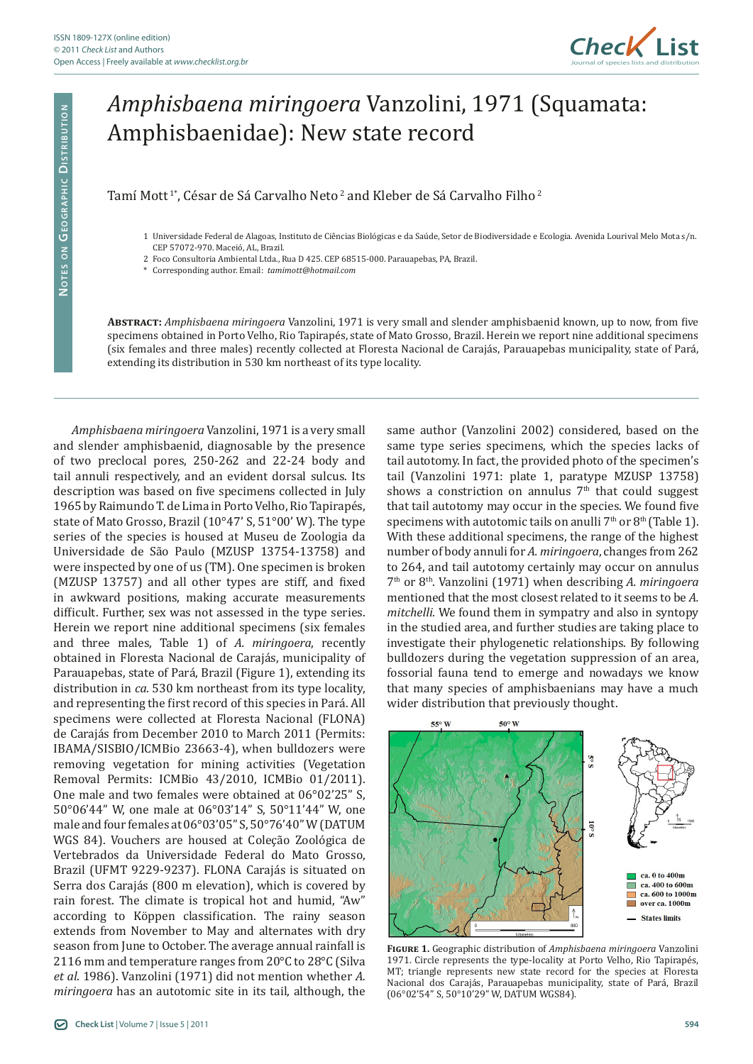# *Amphisbaena miringoera* Vanzolini, 1971 (Squamata: Amphisbaenidae): New state record

Tamí Mott[1*], César de Sá Carvalho Neto[2] and Kleber de Sá Carvalho Filho[2]

1 Universidade Federal de Alagoas, Instituto de Ciências Biológicas e da Saúde, Setor de Biodiversidade e Ecologia. Avenida Lourival Melo Mota s/n. CEP 57072-970. Maceió, AL, Brazil.

2 Foco Consultoria Ambiental Ltda., Rua D 425. CEP 68515-000. Parauapebas, PA, Brazil.

\* Corresponding author. Email: *tamimott@hotmail.com*

**Abstract:** *Amphisbaena miringoera* Vanzolini, 1971 is very small and slender amphisbaenid known, up to now, from five specimens obtained in Porto Velho, Rio Tapirapés, state of Mato Grosso, Brazil. Herein we report nine additional specimens (six females and three males) recently collected at Floresta Nacional de Carajás, Parauapebas municipality, state of Pará, extending its distribution in 530 km northeast of its type locality.

*Amphisbaena miringoera* Vanzolini, 1971 is a very small and slender amphisbaenid, diagnosable by the presence of two preclocal pores, 250-262 and 22-24 body and tail annuli respectively, and an evident dorsal sulcus. Its description was based on five specimens collected in July 1965 by Raimundo T. de Lima in Porto Velho, Rio Tapirapés, state of Mato Grosso, Brazil (10°47' S, 51°00' W). The type series of the species is housed at Museu de Zoologia da Universidade de São Paulo (MZUSP 13754-13758) and were inspected by one of us (TM). One specimen is broken (MZUSP 13757) and all other types are stiff, and fixed in awkward positions, making accurate measurements difficult. Further, sex was not assessed in the type series. Herein we report nine additional specimens (six females and three males, Table 1) of *A. miringoera*, recently obtained in Floresta Nacional de Carajás, municipality of Parauapebas, state of Pará, Brazil (Figure 1), extending its distribution in *ca*. 530 km northeast from its type locality, and representing the first record of this species in Pará. All specimens were collected at Floresta Nacional (FLONA) de Carajás from December 2010 to March 2011 (Permits: IBAMA/SISBIO/ICMBio 23663-4), when bulldozers were removing vegetation for mining activities (Vegetation Removal Permits: ICMBio 43/2010, ICMBio 01/2011). One male and two females were obtained at 06°02'25" S, 50°06'44" W, one male at 06°03'14" S, 50°11'44" W, one male and four females at 06°03'05" S, 50°76'40" W (DATUM WGS 84). Vouchers are housed at Coleção Zoológica de Vertebrados da Universidade Federal do Mato Grosso, Brazil (UFMT 9229-9237). FLONA Carajás is situated on Serra dos Carajás (800 m elevation), which is covered by rain forest. The climate is tropical hot and humid, "Aw" according to Köppen classification. The rainy season extends from November to May and alternates with dry season from June to October. The average annual rainfall is 2116 mm and temperature ranges from 20°C to 28°C (Silva *et al*. 1986). Vanzolini (1971) did not mention whether *A. miringoera* has an autotomic site in its tail, although, the same author (Vanzolini 2002) considered, based on the same type series specimens, which the species lacks of tail autotomy. In fact, the provided photo of the specimen's tail (Vanzolini 1971: plate 1, paratype MZUSP 13758) shows a constriction on annulus 7th that could suggest that tail autotomy may occur in the species. We found five specimens with autotomic tails on anulli 7th or 8th (Table 1). With these additional specimens, the range of the highest number of body annuli for *A. miringoera*, changes from 262 to 264, and tail autotomy certainly may occur on annulus 7th or 8th. Vanzolini (1971) when describing *A. miringoera* mentioned that the most closest related to it seems to be *A. mitchelli.* We found them in sympatry and also in syntopy in the studied area, and further studies are taking place to investigate their phylogenetic relationships. By following bulldozers during the vegetation suppression of an area, fossorial fauna tend to emerge and nowadays we know that many species of amphisbaenians may have a much wider distribution that previously thought.

**Figure 1.** Geographic distribution of *Amphisbaena miringoera* Vanzolini 1971. Circle represents the type-locality at Porto Velho, Rio Tapirapés, MT; triangle represents new state record for the species at Floresta Nacional dos Carajás, Parauapebas municipality, state of Pará, Brazil (06°02'54" S, 50°10'29" W, DATUM WGS84).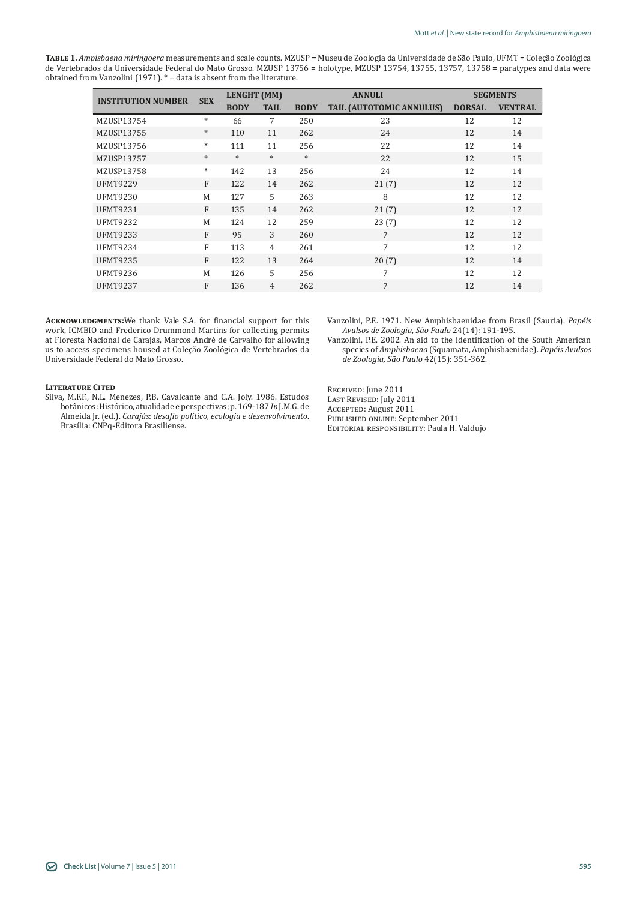**Table 1.** *Ampisbaena miringoera* measurements and scale counts. MZUSP = Museu de Zoologia da Universidade de São Paulo, UFMT = Coleção Zoológica de Vertebrados da Universidade Federal do Mato Grosso. MZUSP 13756 = holotype, MZUSP 13754, 13755, 13757, 13758 = paratypes and data were obtained from Vanzolini (1971). * = data is absent from the literature.

| INSTITUTION NUMBER | SEX | LENGHT (MM) | | ANNULI | | SEGMENTS | |
|---|---|---|---|---|---|---|---|
| | | BODY | TAIL | BODY | TAIL (AUTOTOMIC ANNULUS) | DORSAL | VENTRAL |
| MZUSP13754 | * | 66 | 7 | 250 | 23 | 12 | 12 |
| MZUSP13755 | * | 110 | 11 | 262 | 24 | 12 | 14 |
| MZUSP13756 | * | 111 | 11 | 256 | 22 | 12 | 14 |
| MZUSP13757 | * | * | * | * | 22 | 12 | 15 |
| MZUSP13758 | * | 142 | 13 | 256 | 24 | 12 | 14 |
| UFMT9229 | F | 122 | 14 | 262 | 21 (7) | 12 | 12 |
| UFMT9230 | M | 127 | 5 | 263 | 8 | 12 | 12 |
| UFMT9231 | F | 135 | 14 | 262 | 21 (7) | 12 | 12 |
| UFMT9232 | M | 124 | 12 | 259 | 23 (7) | 12 | 12 |
| UFMT9233 | F | 95 | 3 | 260 | 7 | 12 | 12 |
| UFMT9234 | F | 113 | 4 | 261 | 7 | 12 | 12 |
| UFMT9235 | F | 122 | 13 | 264 | 20 (7) | 12 | 14 |
| UFMT9236 | M | 126 | 5 | 256 | 7 | 12 | 12 |
| UFMT9237 | F | 136 | 4 | 262 | 7 | 12 | 14 |

**Acknowledgments:** We thank Vale S.A. for financial support for this work, ICMBIO and Frederico Drummond Martins for collecting permits at Floresta Nacional de Carajás, Marcos André de Carvalho for allowing us to access specimens housed at Coleção Zoológica de Vertebrados da Universidade Federal do Mato Grosso.

## Literature Cited

Silva, M.F.F., N.L. Menezes, P.B. Cavalcante and C.A. Joly. 1986. Estudos botânicos: Histórico, atualidade e perspectivas; p. 169-187 *In* J.M.G. de Almeida Jr. (ed.). *Carajás*: *desafio político, ecologia e desenvolvimento*. Brasília: CNPq-Editora Brasiliense.

Vanzolini, P.E. 1971. New Amphisbaenidae from Brasil (Sauria). *Papéis Avulsos de Zoologia, São Paulo* 24(14): 191-195.

Vanzolini, P.E. 2002. An aid to the identification of the South American species of *Amphisbaena* (Squamata, Amphisbaenidae). *Papéis Avulsos de Zoologia, São Paulo* 42(15): 351-362.

Received: June 2011
Last Revised: July 2011
Accepted: August 2011
Published online: September 2011
Editorial responsibility: Paula H. Valdujo